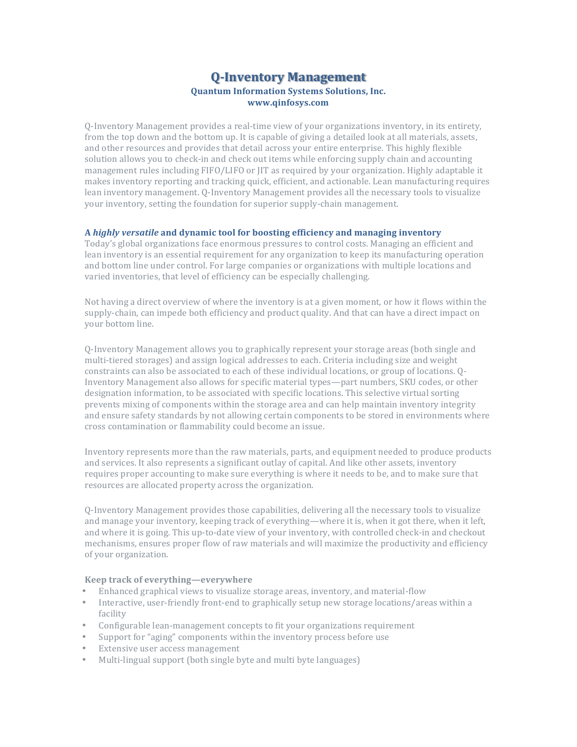# Q-Inventory Management

**Quantum Information Systems Solutions, Inc.**
**www.qinfosys.com**

Q-Inventory Management provides a real-time view of your organizations inventory, in its entirety, from the top down and the bottom up. It is capable of giving a detailed look at all materials, assets, and other resources and provides that detail across your entire enterprise. This highly flexible solution allows you to check-in and check out items while enforcing supply chain and accounting management rules including FIFO/LIFO or JIT as required by your organization. Highly adaptable it makes inventory reporting and tracking quick, efficient, and actionable. Lean manufacturing requires lean inventory management. Q-Inventory Management provides all the necessary tools to visualize your inventory, setting the foundation for superior supply-chain management.

## A *highly versatile* and dynamic tool for boosting efficiency and managing inventory

Today's global organizations face enormous pressures to control costs. Managing an efficient and lean inventory is an essential requirement for any organization to keep its manufacturing operation and bottom line under control. For large companies or organizations with multiple locations and varied inventories, that level of efficiency can be especially challenging.

Not having a direct overview of where the inventory is at a given moment, or how it flows within the supply-chain, can impede both efficiency and product quality. And that can have a direct impact on your bottom line.

Q-Inventory Management allows you to graphically represent your storage areas (both single and multi-tiered storages) and assign logical addresses to each. Criteria including size and weight constraints can also be associated to each of these individual locations, or group of locations. Q-Inventory Management also allows for specific material types—part numbers, SKU codes, or other designation information, to be associated with specific locations. This selective virtual sorting prevents mixing of components within the storage area and can help maintain inventory integrity and ensure safety standards by not allowing certain components to be stored in environments where cross contamination or flammability could become an issue.

Inventory represents more than the raw materials, parts, and equipment needed to produce products and services. It also represents a significant outlay of capital. And like other assets, inventory requires proper accounting to make sure everything is where it needs to be, and to make sure that resources are allocated property across the organization.

Q-Inventory Management provides those capabilities, delivering all the necessary tools to visualize and manage your inventory, keeping track of everything—where it is, when it got there, when it left, and where it is going. This up-to-date view of your inventory, with controlled check-in and checkout mechanisms, ensures proper flow of raw materials and will maximize the productivity and efficiency of your organization.

### Keep track of everything—everywhere

- Enhanced graphical views to visualize storage areas, inventory, and material-flow
- Interactive, user-friendly front-end to graphically setup new storage locations/areas within a facility
- Configurable lean-management concepts to fit your organizations requirement
- Support for "aging" components within the inventory process before use
- Extensive user access management
- Multi-lingual support (both single byte and multi byte languages)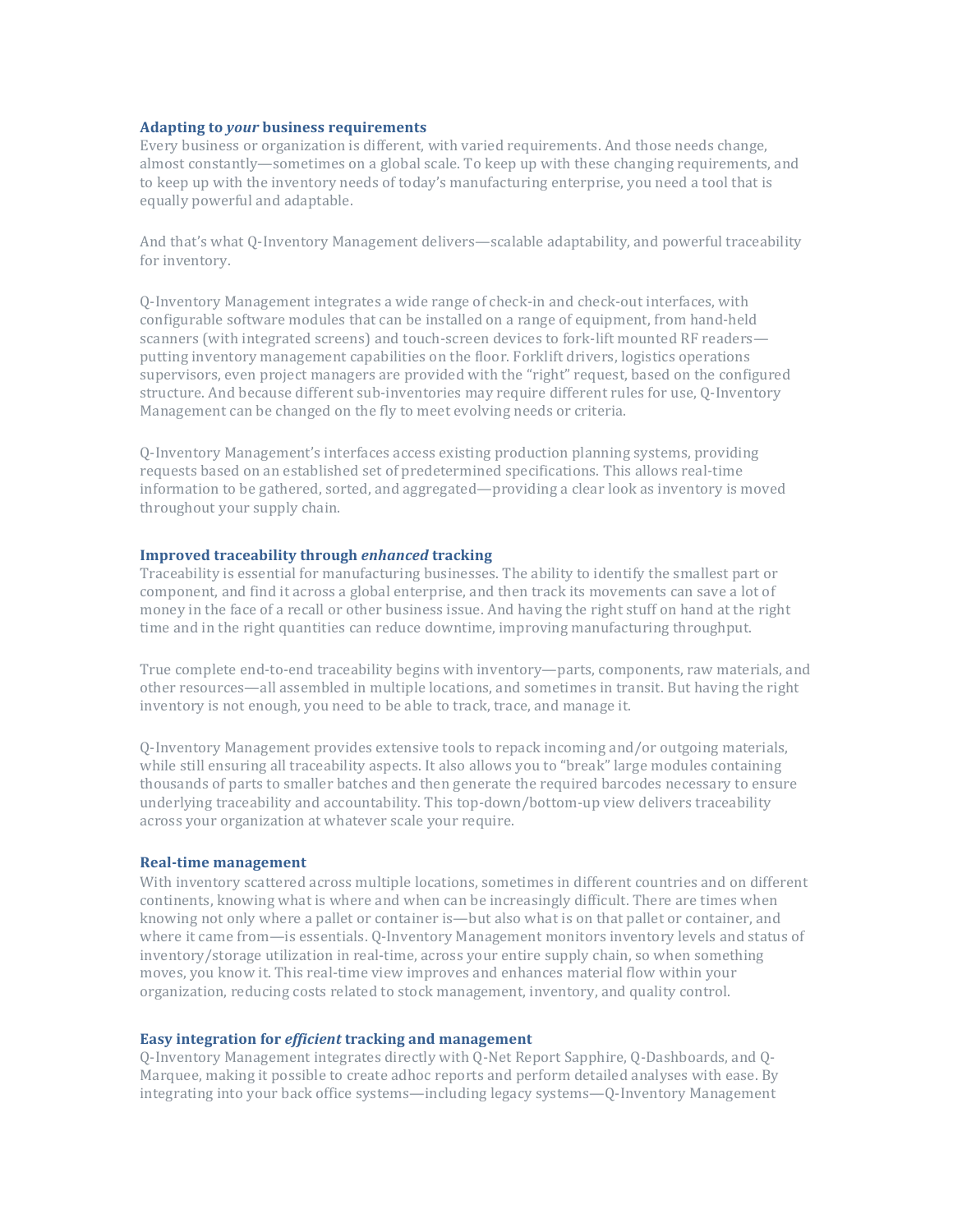### Adapting to *your* business requirements

Every business or organization is different, with varied requirements. And those needs change, almost constantly—sometimes on a global scale. To keep up with these changing requirements, and to keep up with the inventory needs of today's manufacturing enterprise, you need a tool that is equally powerful and adaptable.

And that's what Q-Inventory Management delivers—scalable adaptability, and powerful traceability for inventory.

Q-Inventory Management integrates a wide range of check-in and check-out interfaces, with configurable software modules that can be installed on a range of equipment, from hand-held scanners (with integrated screens) and touch-screen devices to fork-lift mounted RF readers—putting inventory management capabilities on the floor. Forklift drivers, logistics operations supervisors, even project managers are provided with the "right" request, based on the configured structure. And because different sub-inventories may require different rules for use, Q-Inventory Management can be changed on the fly to meet evolving needs or criteria.

Q-Inventory Management's interfaces access existing production planning systems, providing requests based on an established set of predetermined specifications. This allows real-time information to be gathered, sorted, and aggregated—providing a clear look as inventory is moved throughout your supply chain.

### Improved traceability through *enhanced* tracking

Traceability is essential for manufacturing businesses. The ability to identify the smallest part or component, and find it across a global enterprise, and then track its movements can save a lot of money in the face of a recall or other business issue. And having the right stuff on hand at the right time and in the right quantities can reduce downtime, improving manufacturing throughput.

True complete end-to-end traceability begins with inventory—parts, components, raw materials, and other resources—all assembled in multiple locations, and sometimes in transit. But having the right inventory is not enough, you need to be able to track, trace, and manage it.

Q-Inventory Management provides extensive tools to repack incoming and/or outgoing materials, while still ensuring all traceability aspects. It also allows you to "break" large modules containing thousands of parts to smaller batches and then generate the required barcodes necessary to ensure underlying traceability and accountability. This top-down/bottom-up view delivers traceability across your organization at whatever scale your require.

### Real-time management

With inventory scattered across multiple locations, sometimes in different countries and on different continents, knowing what is where and when can be increasingly difficult. There are times when knowing not only where a pallet or container is—but also what is on that pallet or container, and where it came from—is essentials. Q-Inventory Management monitors inventory levels and status of inventory/storage utilization in real-time, across your entire supply chain, so when something moves, you know it. This real-time view improves and enhances material flow within your organization, reducing costs related to stock management, inventory, and quality control.

### Easy integration for *efficient* tracking and management

Q-Inventory Management integrates directly with Q-Net Report Sapphire, Q-Dashboards, and Q-Marquee, making it possible to create adhoc reports and perform detailed analyses with ease. By integrating into your back office systems—including legacy systems—Q-Inventory Management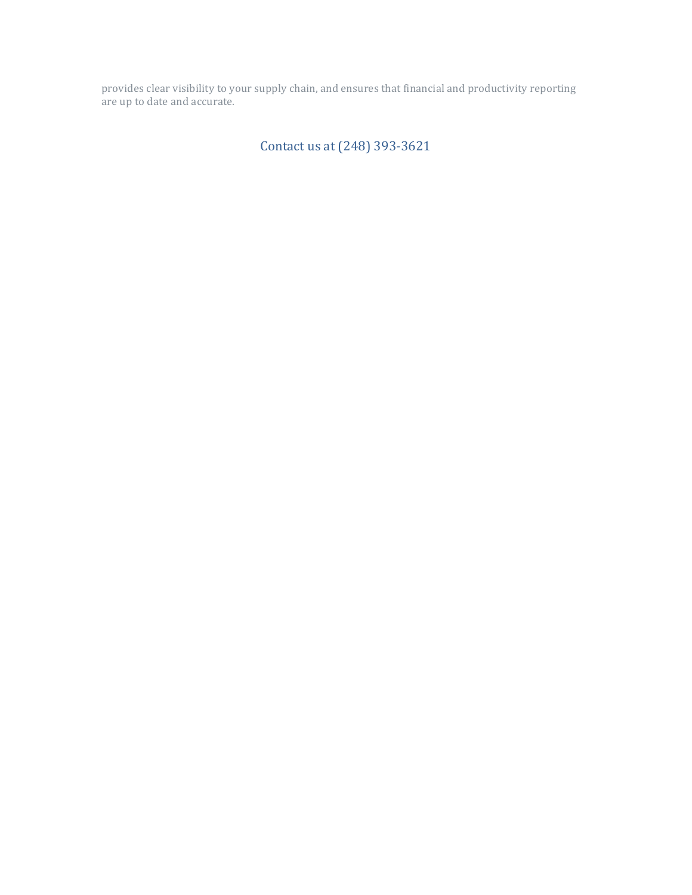provides clear visibility to your supply chain, and ensures that financial and productivity reporting are up to date and accurate.

Contact us at (248) 393-3621